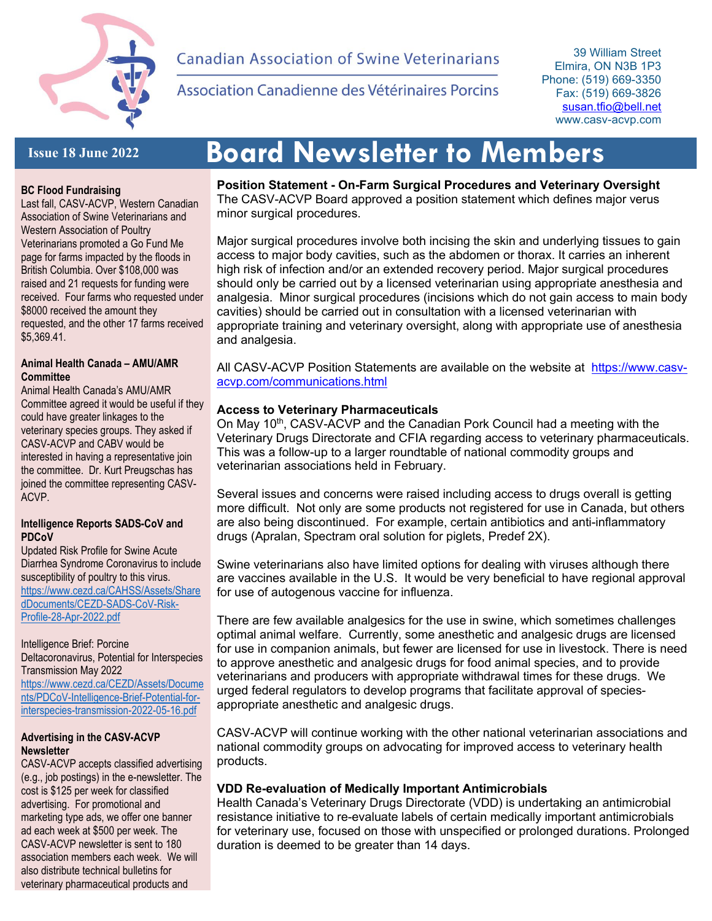Canadian Association of Swine Veterinarians

Association Canadienne des Vétérinaires Porcins

39 William Street
Elmira, ON N3B 1P3
Phone: (519) 669-3350
Fax: (519) 669-3826
susan.tfio@bell.net
www.casv-acvp.com

**Issue 18 June 2022**

# Board Newsletter to Members

**Position Statement - On-Farm Surgical Procedures and Veterinary Oversight**
The CASV-ACVP Board approved a position statement which defines major verus minor surgical procedures.

Major surgical procedures involve both incising the skin and underlying tissues to gain access to major body cavities, such as the abdomen or thorax. It carries an inherent high risk of infection and/or an extended recovery period. Major surgical procedures should only be carried out by a licensed veterinarian using appropriate anesthesia and analgesia. Minor surgical procedures (incisions which do not gain access to main body cavities) should be carried out in consultation with a licensed veterinarian with appropriate training and veterinary oversight, along with appropriate use of anesthesia and analgesia.

All CASV-ACVP Position Statements are available on the website at https://www.casv-acvp.com/communications.html

**Access to Veterinary Pharmaceuticals**
On May 10th, CASV-ACVP and the Canadian Pork Council had a meeting with the Veterinary Drugs Directorate and CFIA regarding access to veterinary pharmaceuticals. This was a follow-up to a larger roundtable of national commodity groups and veterinarian associations held in February.

Several issues and concerns were raised including access to drugs overall is getting more difficult. Not only are some products not registered for use in Canada, but others are also being discontinued. For example, certain antibiotics and anti-inflammatory drugs (Apralan, Spectram oral solution for piglets, Predef 2X).

Swine veterinarians also have limited options for dealing with viruses although there are vaccines available in the U.S. It would be very beneficial to have regional approval for use of autogenous vaccine for influenza.

There are few available analgesics for the use in swine, which sometimes challenges optimal animal welfare. Currently, some anesthetic and analgesic drugs are licensed for use in companion animals, but fewer are licensed for use in livestock. There is need to approve anesthetic and analgesic drugs for food animal species, and to provide veterinarians and producers with appropriate withdrawal times for these drugs. We urged federal regulators to develop programs that facilitate approval of species-appropriate anesthetic and analgesic drugs.

CASV-ACVP will continue working with the other national veterinarian associations and national commodity groups on advocating for improved access to veterinary health products.

**VDD Re-evaluation of Medically Important Antimicrobials**
Health Canada's Veterinary Drugs Directorate (VDD) is undertaking an antimicrobial resistance initiative to re-evaluate labels of certain medically important antimicrobials for veterinary use, focused on those with unspecified or prolonged durations. Prolonged duration is deemed to be greater than 14 days.

**BC Flood Fundraising**
Last fall, CASV-ACVP, Western Canadian Association of Swine Veterinarians and Western Association of Poultry Veterinarians promoted a Go Fund Me page for farms impacted by the floods in British Columbia. Over $108,000 was raised and 21 requests for funding were received. Four farms who requested under $8000 received the amount they requested, and the other 17 farms received $5,369.41.

**Animal Health Canada – AMU/AMR Committee**
Animal Health Canada's AMU/AMR Committee agreed it would be useful if they could have greater linkages to the veterinary species groups. They asked if CASV-ACVP and CABV would be interested in having a representative join the committee. Dr. Kurt Preugschas has joined the committee representing CASV-ACVP.

**Intelligence Reports SADS-CoV and PDCoV**
Updated Risk Profile for Swine Acute Diarrhea Syndrome Coronavirus to include susceptibility of poultry to this virus. https://www.cezd.ca/CAHSS/Assets/SharedDocuments/CEZD-SADS-CoV-Risk-Profile-28-Apr-2022.pdf

Intelligence Brief: Porcine Deltacoronavirus, Potential for Interspecies Transmission May 2022
https://www.cezd.ca/CEZD/Assets/Documents/PDCoV-Intelligence-Brief-Potential-for-interspecies-transmission-2022-05-16.pdf

**Advertising in the CASV-ACVP Newsletter**
CASV-ACVP accepts classified advertising (e.g., job postings) in the e-newsletter. The cost is $125 per week for classified advertising. For promotional and marketing type ads, we offer one banner ad each week at $500 per week. The CASV-ACVP newsletter is sent to 180 association members each week. We will also distribute technical bulletins for veterinary pharmaceutical products and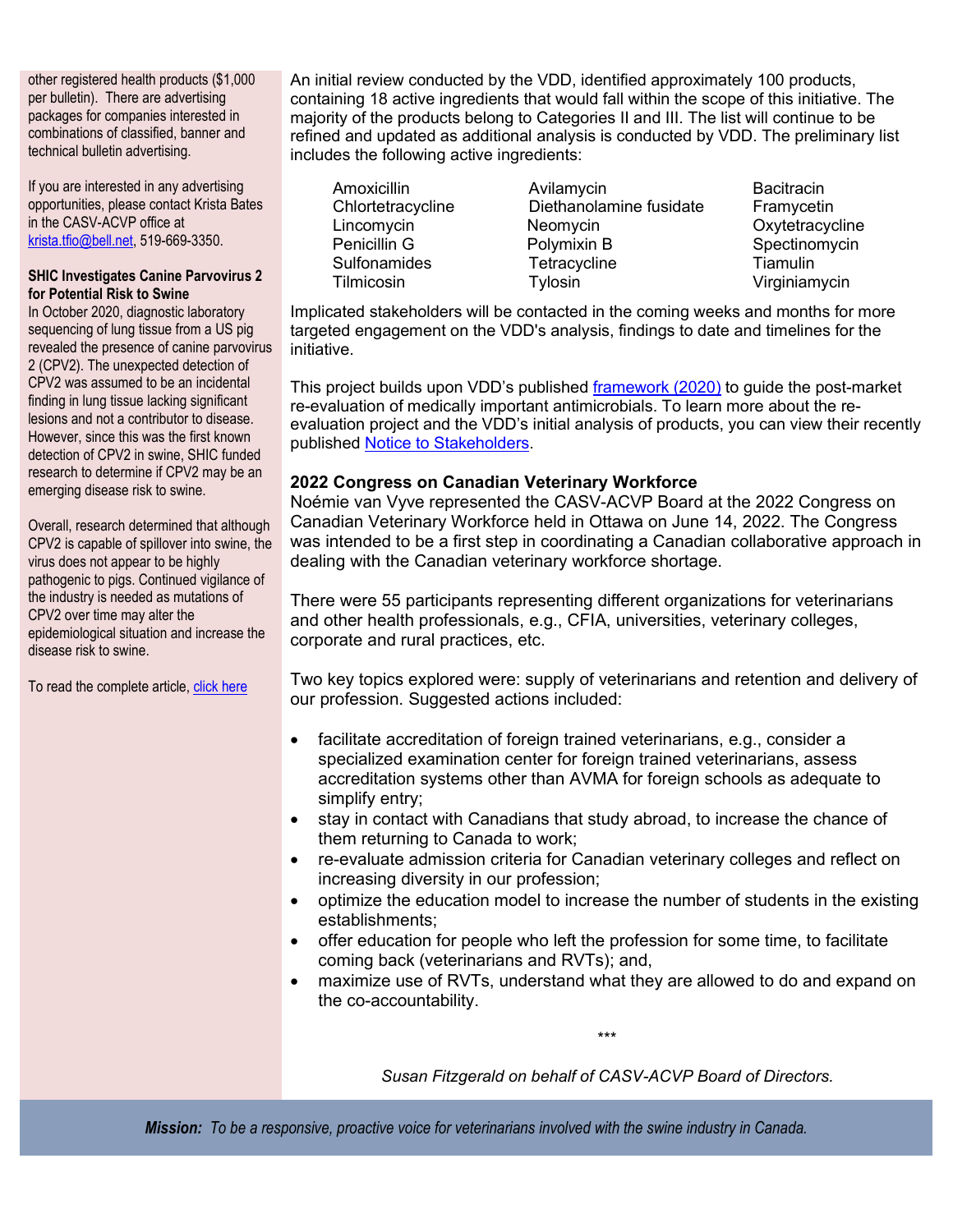other registered health products ($1,000 per bulletin). There are advertising packages for companies interested in combinations of classified, banner and technical bulletin advertising.

If you are interested in any advertising opportunities, please contact Krista Bates in the CASV-ACVP office at krista.tfio@bell.net, 519-669-3350.

**SHIC Investigates Canine Parvovirus 2 for Potential Risk to Swine**

In October 2020, diagnostic laboratory sequencing of lung tissue from a US pig revealed the presence of canine parvovirus 2 (CPV2). The unexpected detection of CPV2 was assumed to be an incidental finding in lung tissue lacking significant lesions and not a contributor to disease. However, since this was the first known detection of CPV2 in swine, SHIC funded research to determine if CPV2 may be an emerging disease risk to swine.

Overall, research determined that although CPV2 is capable of spillover into swine, the virus does not appear to be highly pathogenic to pigs. Continued vigilance of the industry is needed as mutations of CPV2 over time may alter the epidemiological situation and increase the disease risk to swine.

To read the complete article, click here

An initial review conducted by the VDD, identified approximately 100 products, containing 18 active ingredients that would fall within the scope of this initiative. The majority of the products belong to Categories II and III. The list will continue to be refined and updated as additional analysis is conducted by VDD. The preliminary list includes the following active ingredients:

| | | |
|---|---|---|
| Amoxicillin | Avilamycin | Bacitracin |
| Chlortetracycline | Diethanolamine fusidate | Framycetin |
| Lincomycin | Neomycin | Oxytetracycline |
| Penicillin G | Polymixin B | Spectinomycin |
| Sulfonamides | Tetracycline | Tiamulin |
| Tilmicosin | Tylosin | Virginiamycin |

Implicated stakeholders will be contacted in the coming weeks and months for more targeted engagement on the VDD's analysis, findings to date and timelines for the initiative.

This project builds upon VDD's published framework (2020) to guide the post-market re-evaluation of medically important antimicrobials. To learn more about the re-evaluation project and the VDD's initial analysis of products, you can view their recently published Notice to Stakeholders.

**2022 Congress on Canadian Veterinary Workforce**

Noémie van Vyve represented the CASV-ACVP Board at the 2022 Congress on Canadian Veterinary Workforce held in Ottawa on June 14, 2022. The Congress was intended to be a first step in coordinating a Canadian collaborative approach in dealing with the Canadian veterinary workforce shortage.

There were 55 participants representing different organizations for veterinarians and other health professionals, e.g., CFIA, universities, veterinary colleges, corporate and rural practices, etc.

Two key topics explored were: supply of veterinarians and retention and delivery of our profession. Suggested actions included:

- facilitate accreditation of foreign trained veterinarians, e.g., consider a specialized examination center for foreign trained veterinarians, assess accreditation systems other than AVMA for foreign schools as adequate to simplify entry;
- stay in contact with Canadians that study abroad, to increase the chance of them returning to Canada to work;
- re-evaluate admission criteria for Canadian veterinary colleges and reflect on increasing diversity in our profession;
- optimize the education model to increase the number of students in the existing establishments;
- offer education for people who left the profession for some time, to facilitate coming back (veterinarians and RVTs); and,
- maximize use of RVTs, understand what they are allowed to do and expand on the co-accountability.

***

*Susan Fitzgerald on behalf of CASV-ACVP Board of Directors.*

***Mission:*** *To be a responsive, proactive voice for veterinarians involved with the swine industry in Canada.*